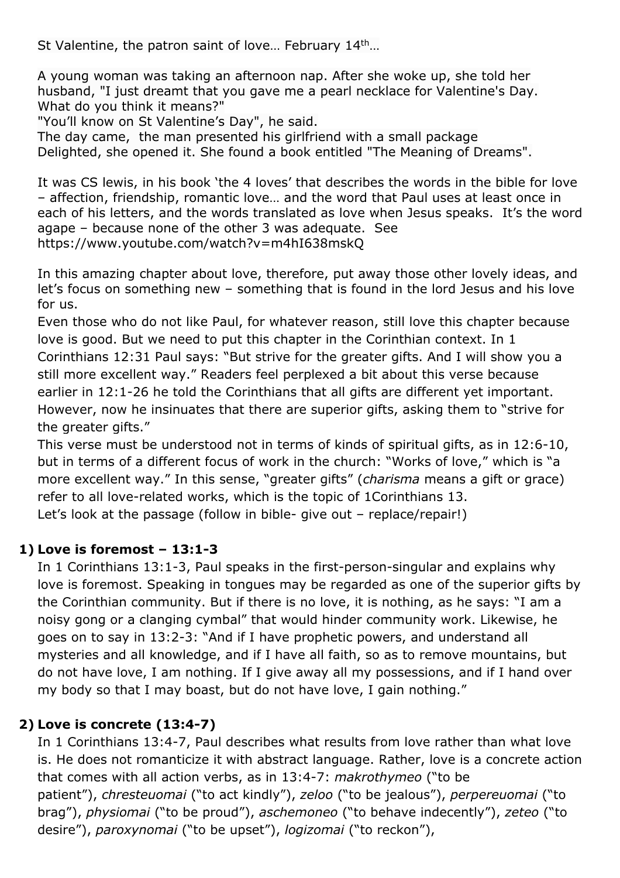St Valentine, the patron saint of love… February 14th…

A young woman was taking an afternoon nap. After she woke up, she told her husband, "I just dreamt that you gave me a pearl necklace for Valentine's Day. What do you think it means?"
"You'll know on St Valentine's Day", he said.
The day came, the man presented his girlfriend with a small package
Delighted, she opened it. She found a book entitled "The Meaning of Dreams".

It was CS lewis, in his book 'the 4 loves' that describes the words in the bible for love – affection, friendship, romantic love… and the word that Paul uses at least once in each of his letters, and the words translated as love when Jesus speaks. It's the word agape – because none of the other 3 was adequate. See https://www.youtube.com/watch?v=m4hI638mskQ

In this amazing chapter about love, therefore, put away those other lovely ideas, and let's focus on something new – something that is found in the lord Jesus and his love for us.
Even those who do not like Paul, for whatever reason, still love this chapter because love is good. But we need to put this chapter in the Corinthian context. In 1 Corinthians 12:31 Paul says: "But strive for the greater gifts. And I will show you a still more excellent way." Readers feel perplexed a bit about this verse because earlier in 12:1-26 he told the Corinthians that all gifts are different yet important. However, now he insinuates that there are superior gifts, asking them to "strive for the greater gifts."
This verse must be understood not in terms of kinds of spiritual gifts, as in 12:6-10, but in terms of a different focus of work in the church: "Works of love," which is "a more excellent way." In this sense, "greater gifts" (*charisma* means a gift or grace) refer to all love-related works, which is the topic of 1Corinthians 13.
Let's look at the passage (follow in bible- give out – replace/repair!)

1) **Love is foremost – 13:1-3**
In 1 Corinthians 13:1-3, Paul speaks in the first-person-singular and explains why love is foremost. Speaking in tongues may be regarded as one of the superior gifts by the Corinthian community. But if there is no love, it is nothing, as he says: "I am a noisy gong or a clanging cymbal" that would hinder community work. Likewise, he goes on to say in 13:2-3: "And if I have prophetic powers, and understand all mysteries and all knowledge, and if I have all faith, so as to remove mountains, but do not have love, I am nothing. If I give away all my possessions, and if I hand over my body so that I may boast, but do not have love, I gain nothing."

2) **Love is concrete (13:4-7)**
In 1 Corinthians 13:4-7, Paul describes what results from love rather than what love is. He does not romanticize it with abstract language. Rather, love is a concrete action that comes with all action verbs, as in 13:4-7: *makrothymeo* ("to be patient"), *chresteuomai* ("to act kindly"), *zeloo* ("to be jealous"), *perpereuomai* ("to brag"), *physiomai* ("to be proud"), *aschemoneo* ("to behave indecently"), *zeteo* ("to desire"), *paroxynomai* ("to be upset"), *logizomai* ("to reckon"),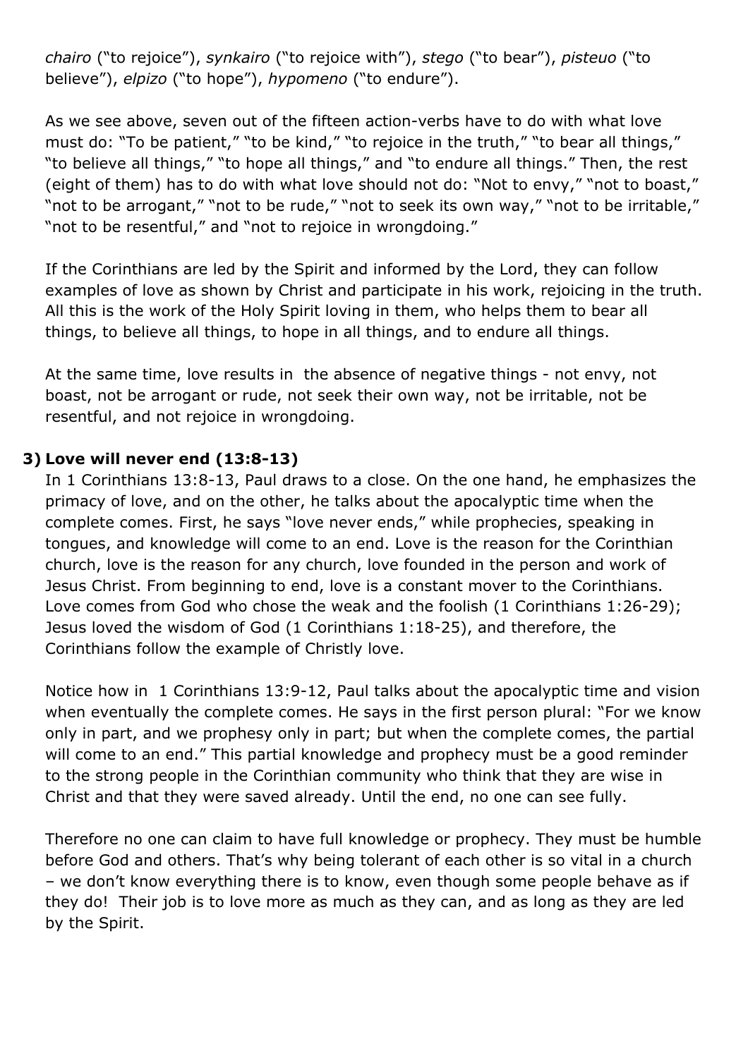*chairo* ("to rejoice"), *synkairo* ("to rejoice with"), *stego* ("to bear"), *pisteuo* ("to believe"), *elpizo* ("to hope"), *hypomeno* ("to endure").

As we see above, seven out of the fifteen action-verbs have to do with what love must do: "To be patient," "to be kind," "to rejoice in the truth," "to bear all things," "to believe all things," "to hope all things," and "to endure all things." Then, the rest (eight of them) has to do with what love should not do: "Not to envy," "not to boast," "not to be arrogant," "not to be rude," "not to seek its own way," "not to be irritable," "not to be resentful," and "not to rejoice in wrongdoing."

If the Corinthians are led by the Spirit and informed by the Lord, they can follow examples of love as shown by Christ and participate in his work, rejoicing in the truth. All this is the work of the Holy Spirit loving in them, who helps them to bear all things, to believe all things, to hope in all things, and to endure all things.

At the same time, love results in the absence of negative things - not envy, not boast, not be arrogant or rude, not seek their own way, not be irritable, not be resentful, and not rejoice in wrongdoing.

**3) Love will never end (13:8-13)**

In 1 Corinthians 13:8-13, Paul draws to a close. On the one hand, he emphasizes the primacy of love, and on the other, he talks about the apocalyptic time when the complete comes. First, he says "love never ends," while prophecies, speaking in tongues, and knowledge will come to an end. Love is the reason for the Corinthian church, love is the reason for any church, love founded in the person and work of Jesus Christ. From beginning to end, love is a constant mover to the Corinthians. Love comes from God who chose the weak and the foolish (1 Corinthians 1:26-29); Jesus loved the wisdom of God (1 Corinthians 1:18-25), and therefore, the Corinthians follow the example of Christly love.

Notice how in 1 Corinthians 13:9-12, Paul talks about the apocalyptic time and vision when eventually the complete comes. He says in the first person plural: "For we know only in part, and we prophesy only in part; but when the complete comes, the partial will come to an end." This partial knowledge and prophecy must be a good reminder to the strong people in the Corinthian community who think that they are wise in Christ and that they were saved already. Until the end, no one can see fully.

Therefore no one can claim to have full knowledge or prophecy. They must be humble before God and others. That's why being tolerant of each other is so vital in a church – we don't know everything there is to know, even though some people behave as if they do! Their job is to love more as much as they can, and as long as they are led by the Spirit.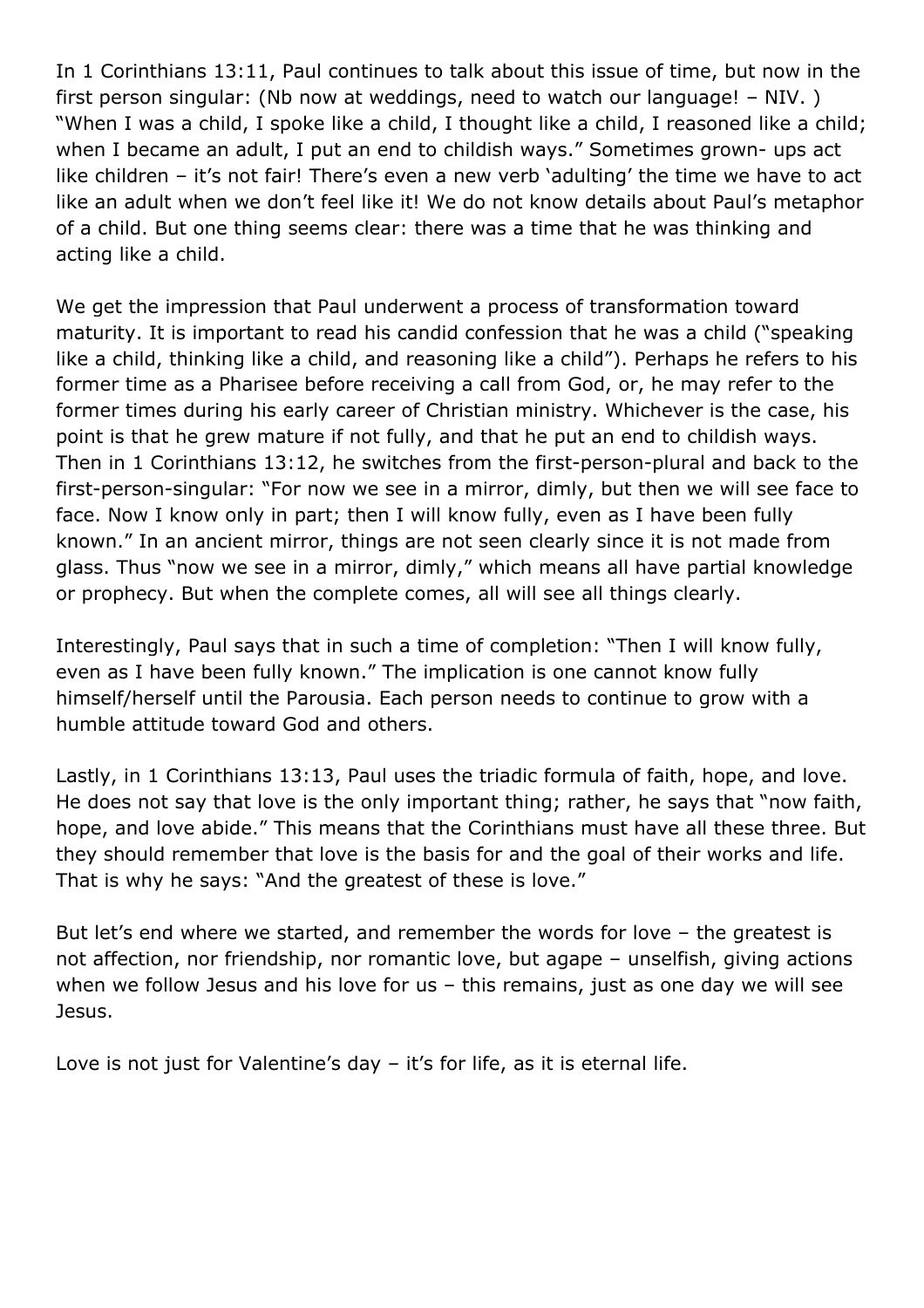In 1 Corinthians 13:11, Paul continues to talk about this issue of time, but now in the first person singular: (Nb now at weddings, need to watch our language! – NIV. ) "When I was a child, I spoke like a child, I thought like a child, I reasoned like a child; when I became an adult, I put an end to childish ways." Sometimes grown- ups act like children – it's not fair! There's even a new verb 'adulting' the time we have to act like an adult when we don't feel like it! We do not know details about Paul's metaphor of a child. But one thing seems clear: there was a time that he was thinking and acting like a child.

We get the impression that Paul underwent a process of transformation toward maturity. It is important to read his candid confession that he was a child ("speaking like a child, thinking like a child, and reasoning like a child"). Perhaps he refers to his former time as a Pharisee before receiving a call from God, or, he may refer to the former times during his early career of Christian ministry. Whichever is the case, his point is that he grew mature if not fully, and that he put an end to childish ways. Then in 1 Corinthians 13:12, he switches from the first-person-plural and back to the first-person-singular: "For now we see in a mirror, dimly, but then we will see face to face. Now I know only in part; then I will know fully, even as I have been fully known." In an ancient mirror, things are not seen clearly since it is not made from glass. Thus "now we see in a mirror, dimly," which means all have partial knowledge or prophecy. But when the complete comes, all will see all things clearly.

Interestingly, Paul says that in such a time of completion: "Then I will know fully, even as I have been fully known." The implication is one cannot know fully himself/herself until the Parousia. Each person needs to continue to grow with a humble attitude toward God and others.

Lastly, in 1 Corinthians 13:13, Paul uses the triadic formula of faith, hope, and love. He does not say that love is the only important thing; rather, he says that "now faith, hope, and love abide." This means that the Corinthians must have all these three. But they should remember that love is the basis for and the goal of their works and life. That is why he says: "And the greatest of these is love."

But let's end where we started, and remember the words for love – the greatest is not affection, nor friendship, nor romantic love, but agape – unselfish, giving actions when we follow Jesus and his love for us – this remains, just as one day we will see Jesus.

Love is not just for Valentine's day – it's for life, as it is eternal life.